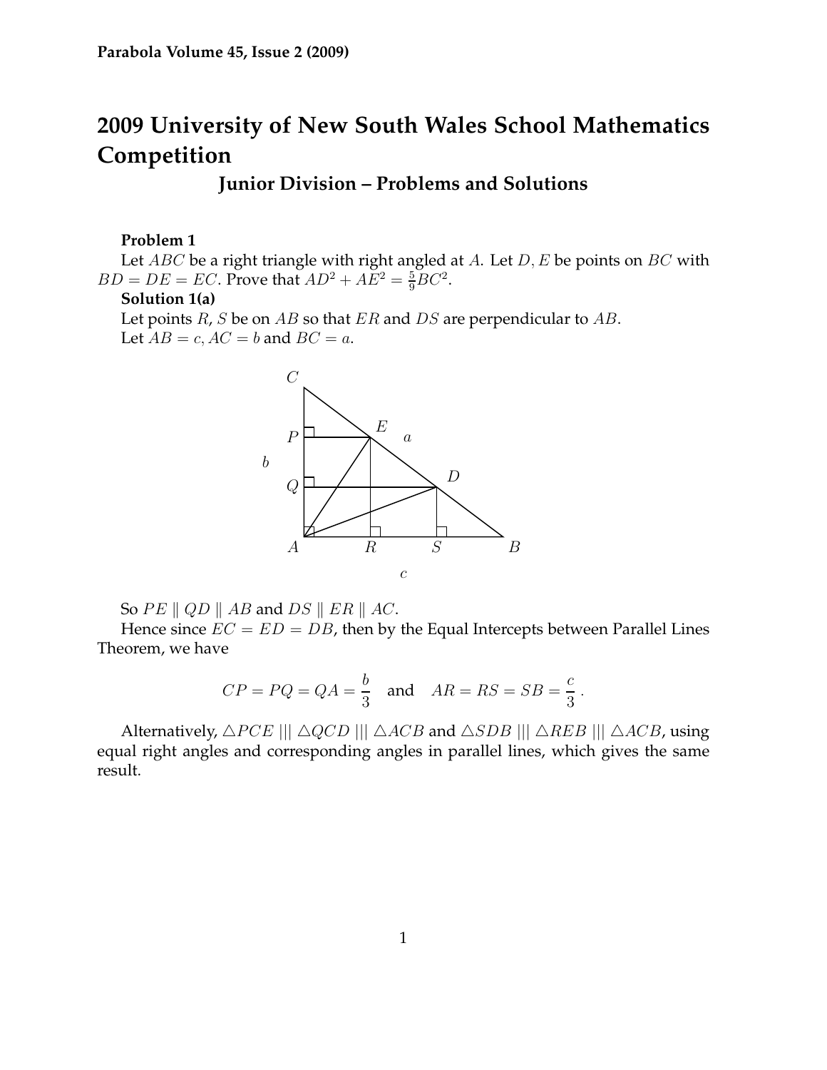# 2009 University of New South Wales School Mathematics Competition

## Junior Division – Problems and Solutions

**Problem 1**

Let $ABC$ be a right triangle with right angled at $A$. Let $D, E$ be points on $BC$ with $BD = DE = EC$. Prove that $AD^2 + AE^2 = \frac{5}{9}BC^2$.

**Solution 1(a)**

Let points $R$, $S$ be on $AB$ so that $ER$ and $DS$ are perpendicular to $AB$.

Let $AB = c$, $AC = b$ and $BC = a$.

So $PE \parallel QD \parallel AB$ and $DS \parallel ER \parallel AC$.

Hence since $EC = ED = DB$, then by the Equal Intercepts between Parallel Lines Theorem, we have

$$CP = PQ = QA = \frac{b}{3} \quad \text{and} \quad AR = RS = SB = \frac{c}{3}\,.$$

Alternatively, $\triangle PCE \mathbin{|||} \triangle QCD \mathbin{|||} \triangle ACB$ and $\triangle SDB \mathbin{|||} \triangle REB \mathbin{|||} \triangle ACB$, using equal right angles and corresponding angles in parallel lines, which gives the same result.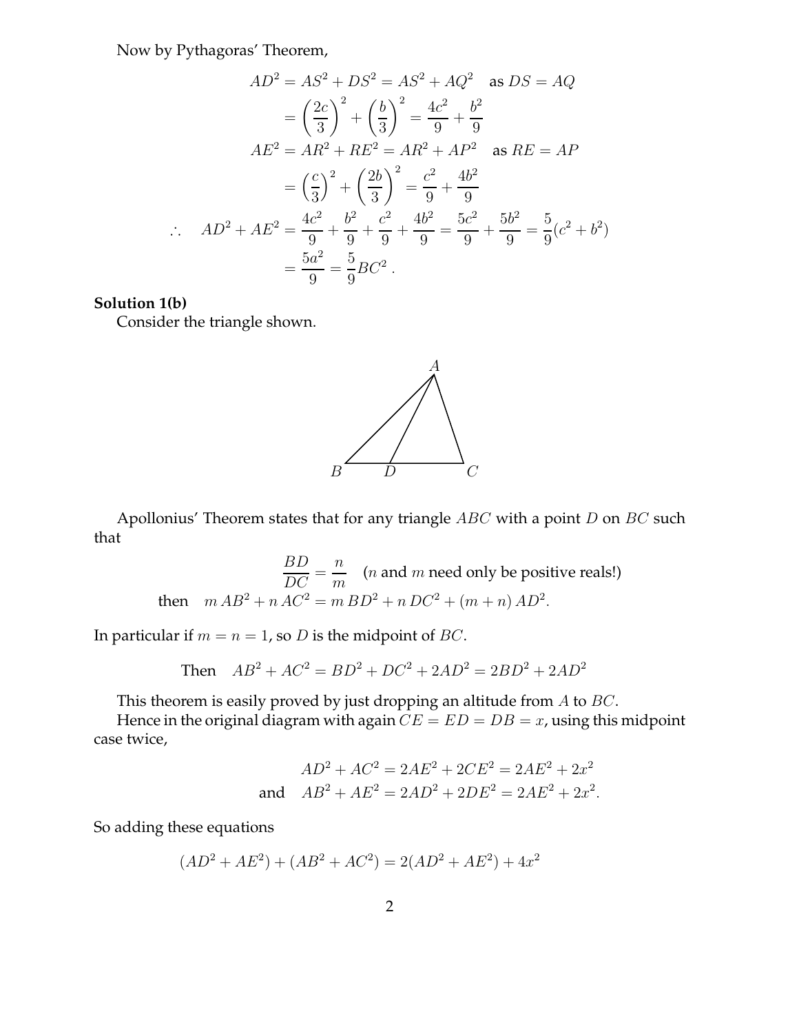Now by Pythagoras' Theorem,

$$
\begin{aligned}
AD^2 &= AS^2 + DS^2 = AS^2 + AQ^2 \quad \text{as } DS = AQ \\
&= \left(\frac{2c}{3}\right)^2 + \left(\frac{b}{3}\right)^2 = \frac{4c^2}{9} + \frac{b^2}{9} \\
AE^2 &= AR^2 + RE^2 = AR^2 + AP^2 \quad \text{as } RE = AP \\
&= \left(\frac{c}{3}\right)^2 + \left(\frac{2b}{3}\right)^2 = \frac{c^2}{9} + \frac{4b^2}{9} \\
\therefore \quad AD^2 + AE^2 &= \frac{4c^2}{9} + \frac{b^2}{9} + \frac{c^2}{9} + \frac{4b^2}{9} = \frac{5c^2}{9} + \frac{5b^2}{9} = \frac{5}{9}(c^2 + b^2) \\
&= \frac{5a^2}{9} = \frac{5}{9}BC^2 .
\end{aligned}
$$

**Solution 1(b)**

Consider the triangle shown.

Apollonius' Theorem states that for any triangle $ABC$ with a point $D$ on $BC$ such that

$$
\frac{BD}{DC} = \frac{n}{m} \quad (n \text{ and } m \text{ need only be positive reals!})
$$

$$
\text{then} \quad m\,AB^2 + n\,AC^2 = m\,BD^2 + n\,DC^2 + (m+n)\,AD^2.
$$

In particular if $m = n = 1$, so $D$ is the midpoint of $BC$.

$$
\text{Then} \quad AB^2 + AC^2 = BD^2 + DC^2 + 2AD^2 = 2BD^2 + 2AD^2
$$

This theorem is easily proved by just dropping an altitude from $A$ to $BC$.

Hence in the original diagram with again $CE = ED = DB = x$, using this midpoint case twice,

$$
\begin{aligned}
AD^2 + AC^2 &= 2AE^2 + 2CE^2 = 2AE^2 + 2x^2 \\
\text{and} \quad AB^2 + AE^2 &= 2AD^2 + 2DE^2 = 2AE^2 + 2x^2.
\end{aligned}
$$

So adding these equations

$$
(AD^2 + AE^2) + (AB^2 + AC^2) = 2(AD^2 + AE^2) + 4x^2
$$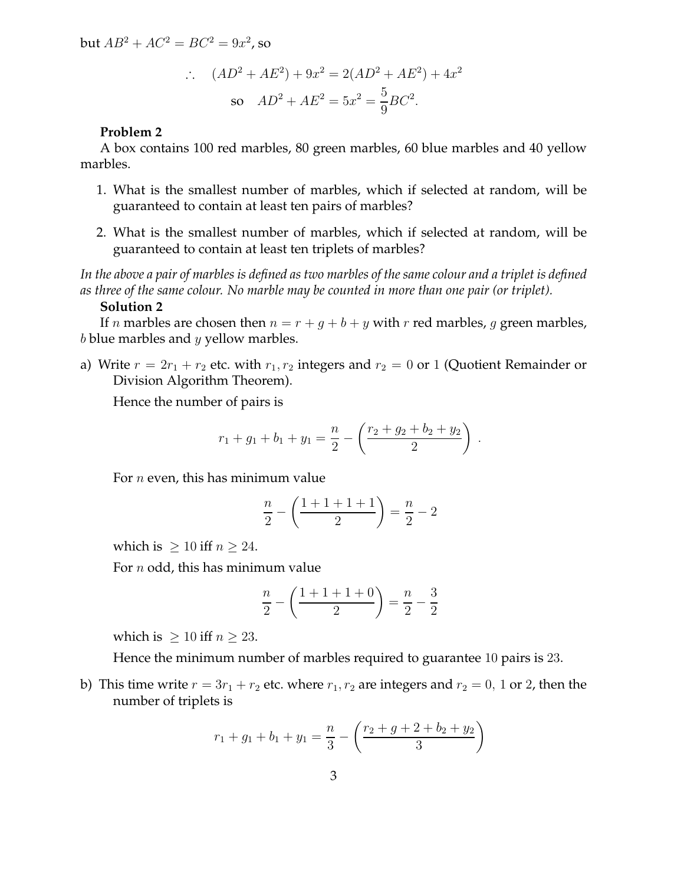but $AB^2 + AC^2 = BC^2 = 9x^2$, so

$$\therefore \quad (AD^2 + AE^2) + 9x^2 = 2(AD^2 + AE^2) + 4x^2$$

$$\text{so} \quad AD^2 + AE^2 = 5x^2 = \frac{5}{9}BC^2.$$

**Problem 2**

A box contains 100 red marbles, 80 green marbles, 60 blue marbles and 40 yellow marbles.

1. What is the smallest number of marbles, which if selected at random, will be guaranteed to contain at least ten pairs of marbles?
2. What is the smallest number of marbles, which if selected at random, will be guaranteed to contain at least ten triplets of marbles?

*In the above a pair of marbles is defined as two marbles of the same colour and a triplet is defined as three of the same colour. No marble may be counted in more than one pair (or triplet).*

**Solution 2**

If $n$ marbles are chosen then $n = r + g + b + y$ with $r$ red marbles, $g$ green marbles, $b$ blue marbles and $y$ yellow marbles.

a) Write $r = 2r_1 + r_2$ etc. with $r_1, r_2$ integers and $r_2 = 0$ or $1$ (Quotient Remainder or Division Algorithm Theorem).

Hence the number of pairs is

$$r_1 + g_1 + b_1 + y_1 = \frac{n}{2} - \left(\frac{r_2 + g_2 + b_2 + y_2}{2}\right).$$

For $n$ even, this has minimum value

$$\frac{n}{2} - \left(\frac{1+1+1+1}{2}\right) = \frac{n}{2} - 2$$

which is $\geq 10$ iff $n \geq 24$.

For $n$ odd, this has minimum value

$$\frac{n}{2} - \left(\frac{1+1+1+0}{2}\right) = \frac{n}{2} - \frac{3}{2}$$

which is $\geq 10$ iff $n \geq 23$.

Hence the minimum number of marbles required to guarantee $10$ pairs is $23$.

b) This time write $r = 3r_1 + r_2$ etc. where $r_1, r_2$ are integers and $r_2 = 0,\ 1$ or $2$, then the number of triplets is

$$r_1 + g_1 + b_1 + y_1 = \frac{n}{3} - \left(\frac{r_2 + g + 2 + b_2 + y_2}{3}\right)$$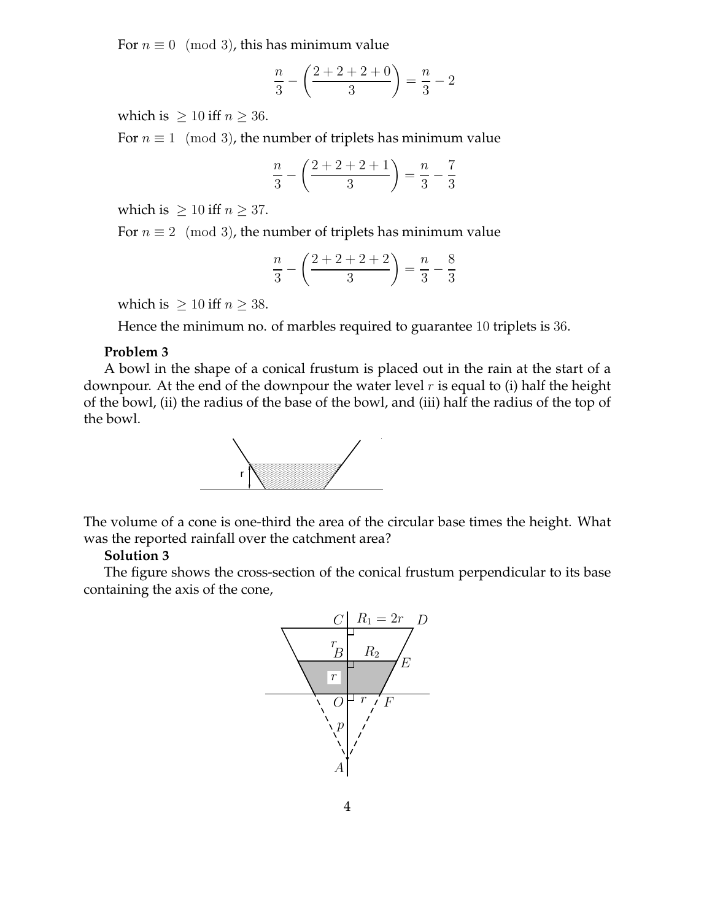For $n \equiv 0 \pmod 3$, this has minimum value

$$\frac{n}{3} - \left(\frac{2+2+2+0}{3}\right) = \frac{n}{3} - 2$$

which is $\geq 10$ iff $n \geq 36$.

For $n \equiv 1 \pmod 3$, the number of triplets has minimum value

$$\frac{n}{3} - \left(\frac{2+2+2+1}{3}\right) = \frac{n}{3} - \frac{7}{3}$$

which is $\geq 10$ iff $n \geq 37$.

For $n \equiv 2 \pmod 3$, the number of triplets has minimum value

$$\frac{n}{3} - \left(\frac{2+2+2+2}{3}\right) = \frac{n}{3} - \frac{8}{3}$$

which is $\geq 10$ iff $n \geq 38$.

Hence the minimum no. of marbles required to guarantee 10 triplets is 36.

**Problem 3**

A bowl in the shape of a conical frustum is placed out in the rain at the start of a downpour. At the end of the downpour the water level $r$ is equal to (i) half the height of the bowl, (ii) the radius of the base of the bowl, and (iii) half the radius of the top of the bowl.

The volume of a cone is one-third the area of the circular base times the height. What was the reported rainfall over the catchment area?

**Solution 3**

The figure shows the cross-section of the conical frustum perpendicular to its base containing the axis of the cone,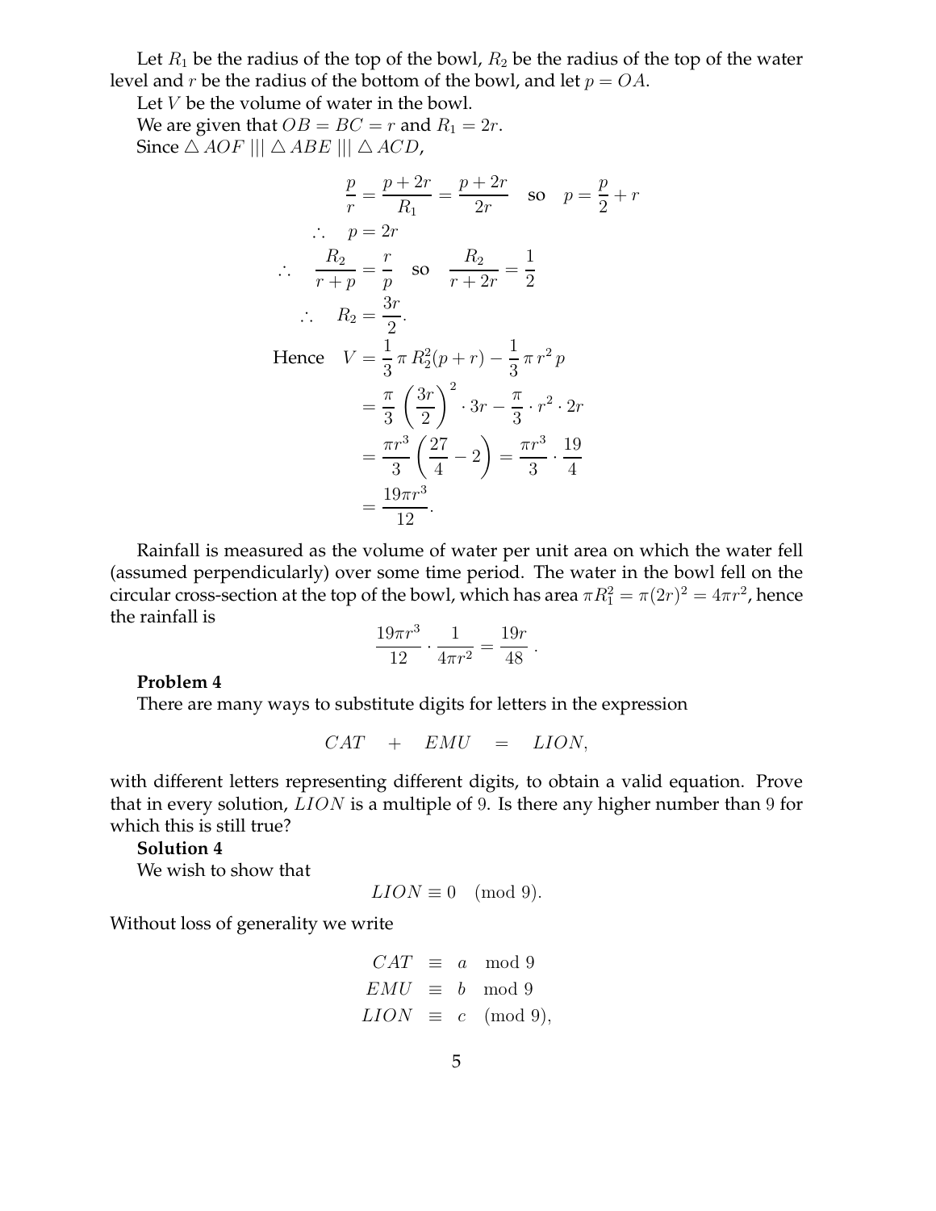Let $R_1$ be the radius of the top of the bowl, $R_2$ be the radius of the top of the water level and $r$ be the radius of the bottom of the bowl, and let $p = OA$.

Let $V$ be the volume of water in the bowl.

We are given that $OB = BC = r$ and $R_1 = 2r$.

Since $\triangle AOF \,|||\, \triangle ABE \,|||\, \triangle ACD$,

$$
\begin{aligned}
\frac{p}{r} &= \frac{p+2r}{R_1} = \frac{p+2r}{2r} \quad \text{so} \quad p = \frac{p}{2} + r \\
\therefore \quad p &= 2r \\
\therefore \quad \frac{R_2}{r+p} &= \frac{r}{p} \quad \text{so} \quad \frac{R_2}{r+2r} = \frac{1}{2} \\
\therefore \quad R_2 &= \frac{3r}{2}. \\
\text{Hence} \quad V &= \frac{1}{3}\,\pi\, R_2^2(p+r) - \frac{1}{3}\,\pi\, r^2\, p \\
&= \frac{\pi}{3}\left(\frac{3r}{2}\right)^2 \cdot 3r - \frac{\pi}{3} \cdot r^2 \cdot 2r \\
&= \frac{\pi r^3}{3}\left(\frac{27}{4} - 2\right) = \frac{\pi r^3}{3} \cdot \frac{19}{4} \\
&= \frac{19\pi r^3}{12}.
\end{aligned}
$$

Rainfall is measured as the volume of water per unit area on which the water fell (assumed perpendicularly) over some time period. The water in the bowl fell on the circular cross-section at the top of the bowl, which has area $\pi R_1^2 = \pi(2r)^2 = 4\pi r^2$, hence the rainfall is

$$
\frac{19\pi r^3}{12} \cdot \frac{1}{4\pi r^2} = \frac{19r}{48}\,.
$$

**Problem 4**

There are many ways to substitute digits for letters in the expression

$$
CAT \quad + \quad EMU \quad = \quad LION,
$$

with different letters representing different digits, to obtain a valid equation. Prove that in every solution, $LION$ is a multiple of 9. Is there any higher number than 9 for which this is still true?

**Solution 4**

We wish to show that

$$
LION \equiv 0 \pmod{9}.
$$

Without loss of generality we write

$$
\begin{aligned}
CAT &\equiv a \mod 9 \\
EMU &\equiv b \mod 9 \\
LION &\equiv c \pmod{9},
\end{aligned}
$$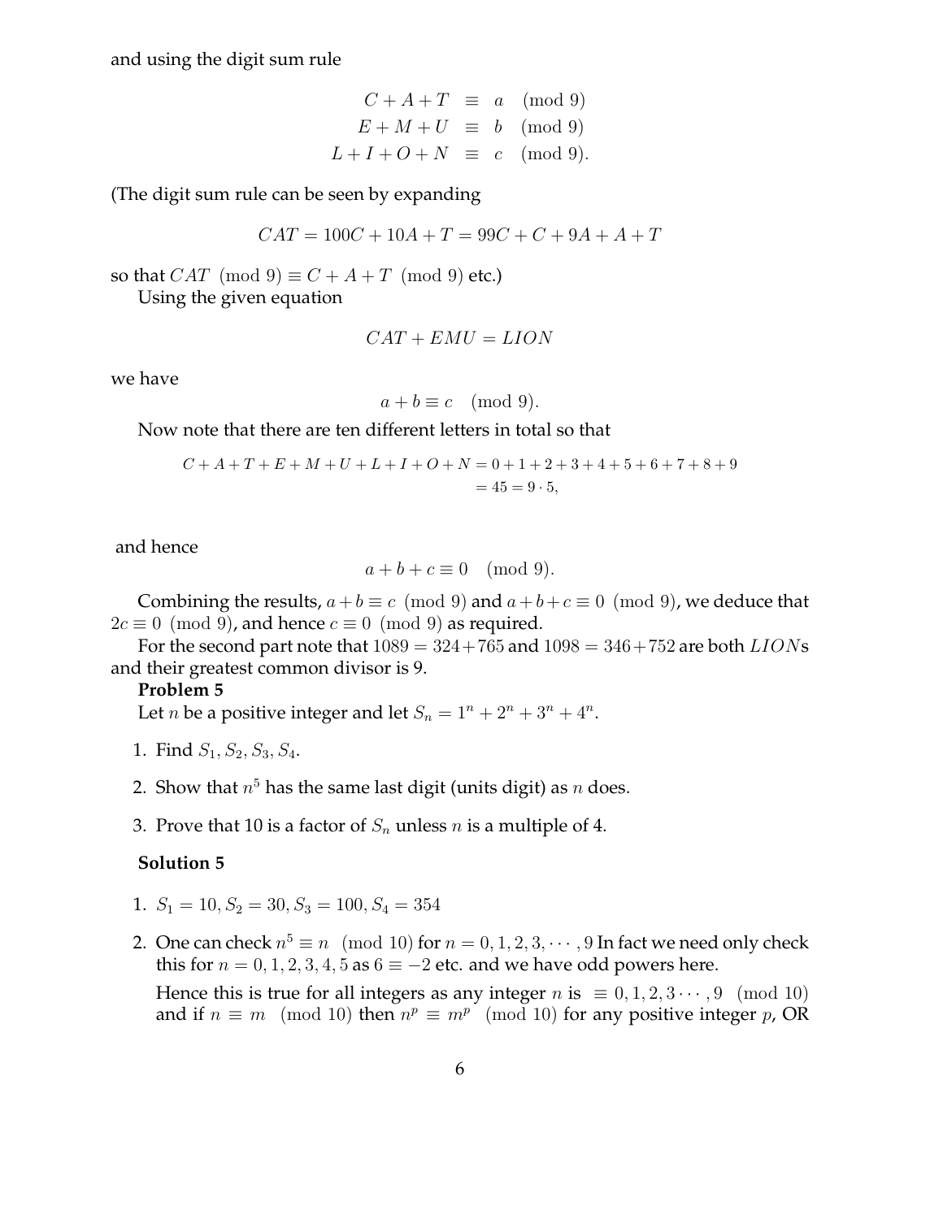and using the digit sum rule

$$\begin{aligned} C + A + T &\equiv a \pmod 9 \\ E + M + U &\equiv b \pmod 9 \\ L + I + O + N &\equiv c \pmod 9). \end{aligned}$$

(The digit sum rule can be seen by expanding

$$CAT = 100C + 10A + T = 99C + C + 9A + A + T$$

so that $CAT \pmod 9) \equiv C + A + T \pmod 9)$ etc.)

Using the given equation

$$CAT + EMU = LION$$

we have

$$a + b \equiv c \pmod 9).$$

Now note that there are ten different letters in total so that

$$\begin{aligned} C + A + T + E + M + U + L + I + O + N &= 0 + 1 + 2 + 3 + 4 + 5 + 6 + 7 + 8 + 9 \\ &= 45 = 9 \cdot 5, \end{aligned}$$

and hence

$$a + b + c \equiv 0 \pmod 9).$$

Combining the results, $a + b \equiv c \pmod 9)$ and $a + b + c \equiv 0 \pmod 9)$, we deduce that $2c \equiv 0 \pmod 9)$, and hence $c \equiv 0 \pmod 9)$ as required.

For the second part note that $1089 = 324 + 765$ and $1098 = 346 + 752$ are both $LION$s and their greatest common divisor is 9.

**Problem 5**

Let $n$ be a positive integer and let $S_n = 1^n + 2^n + 3^n + 4^n$.

1. Find $S_1, S_2, S_3, S_4$.
2. Show that $n^5$ has the same last digit (units digit) as $n$ does.
3. Prove that 10 is a factor of $S_n$ unless $n$ is a multiple of 4.

**Solution 5**

1. $S_1 = 10, S_2 = 30, S_3 = 100, S_4 = 354$
2. One can check $n^5 \equiv n \pmod{10}$ for $n = 0, 1, 2, 3, \cdots, 9$ In fact we need only check this for $n = 0, 1, 2, 3, 4, 5$ as $6 \equiv -2$ etc. and we have odd powers here.

   Hence this is true for all integers as any integer $n$ is $\equiv 0, 1, 2, 3 \cdots, 9 \pmod{10}$ and if $n \equiv m \pmod{10}$ then $n^p \equiv m^p \pmod{10}$ for any positive integer $p$, OR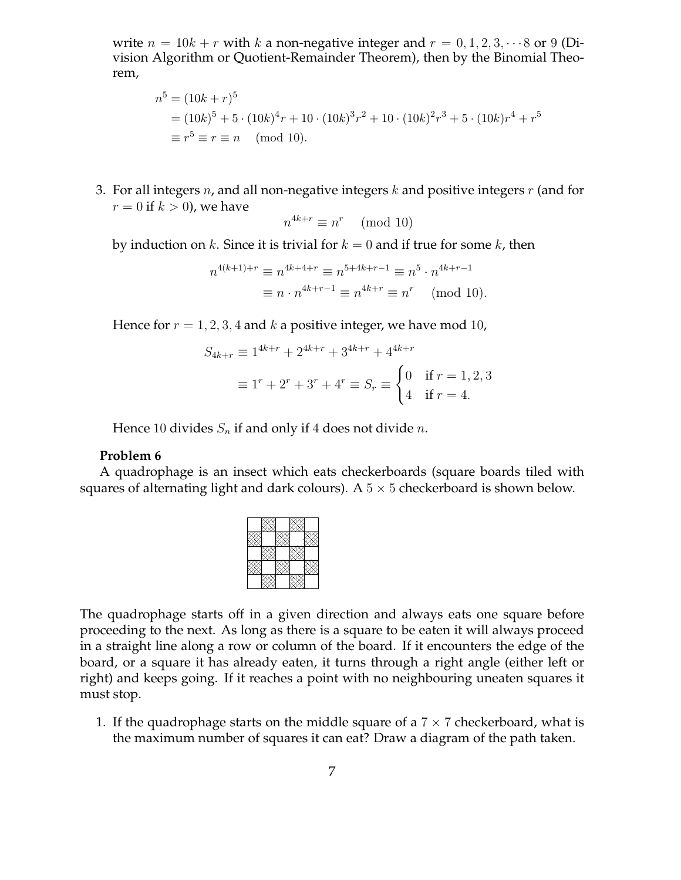write $n = 10k + r$ with $k$ a non-negative integer and $r = 0, 1, 2, 3, \cdots 8$ or $9$ (Division Algorithm or Quotient-Remainder Theorem), then by the Binomial Theorem,

$$
\begin{aligned}
n^5 &= (10k + r)^5 \\
&= (10k)^5 + 5 \cdot (10k)^4 r + 10 \cdot (10k)^3 r^2 + 10 \cdot (10k)^2 r^3 + 5 \cdot (10k) r^4 + r^5 \\
&\equiv r^5 \equiv r \equiv n \pmod{10}.
\end{aligned}
$$

3. For all integers $n$, and all non-negative integers $k$ and positive integers $r$ (and for $r = 0$ if $k > 0$), we have

$$n^{4k+r} \equiv n^r \pmod{10}$$

by induction on $k$. Since it is trivial for $k = 0$ and if true for some $k$, then

$$
\begin{aligned}
n^{4(k+1)+r} &\equiv n^{4k+4+r} \equiv n^{5+4k+r-1} \equiv n^5 \cdot n^{4k+r-1} \\
&\equiv n \cdot n^{4k+r-1} \equiv n^{4k+r} \equiv n^r \pmod{10}.
\end{aligned}
$$

Hence for $r = 1, 2, 3, 4$ and $k$ a positive integer, we have mod $10$,

$$
\begin{aligned}
S_{4k+r} &\equiv 1^{4k+r} + 2^{4k+r} + 3^{4k+r} + 4^{4k+r} \\
&\equiv 1^r + 2^r + 3^r + 4^r \equiv S_r \equiv \begin{cases} 0 & \text{if } r = 1, 2, 3 \\ 4 & \text{if } r = 4. \end{cases}
\end{aligned}
$$

Hence $10$ divides $S_n$ if and only if $4$ does not divide $n$.

**Problem 6**

A quadrophage is an insect which eats checkerboards (square boards tiled with squares of alternating light and dark colours). A $5 \times 5$ checkerboard is shown below.

The quadrophage starts off in a given direction and always eats one square before proceeding to the next. As long as there is a square to be eaten it will always proceed in a straight line along a row or column of the board. If it encounters the edge of the board, or a square it has already eaten, it turns through a right angle (either left or right) and keeps going. If it reaches a point with no neighbouring uneaten squares it must stop.

1. If the quadrophage starts on the middle square of a $7 \times 7$ checkerboard, what is the maximum number of squares it can eat? Draw a diagram of the path taken.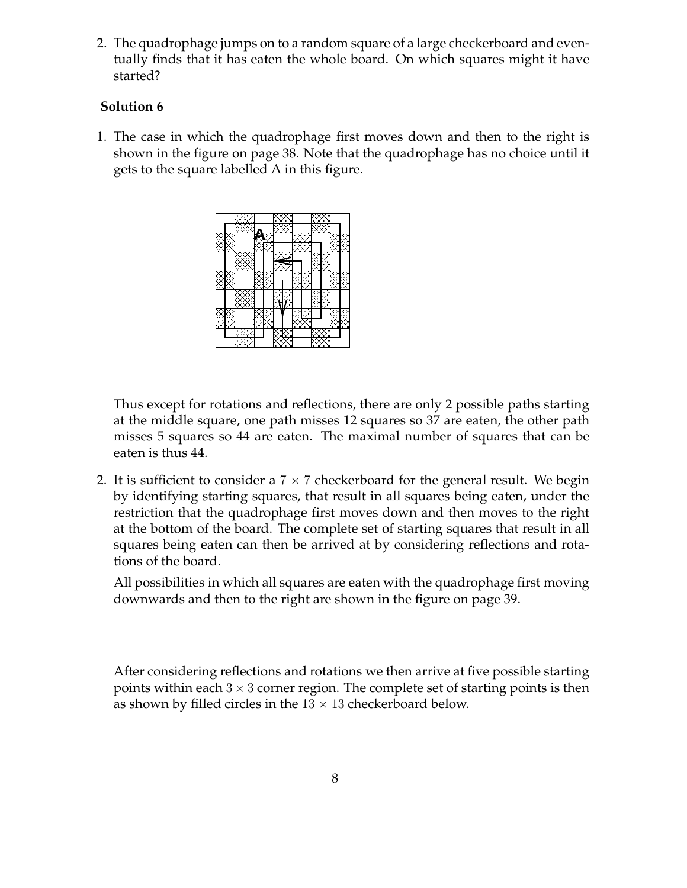2. The quadrophage jumps on to a random square of a large checkerboard and eventually finds that it has eaten the whole board. On which squares might it have started?

**Solution 6**

1. The case in which the quadrophage first moves down and then to the right is shown in the figure on page 38. Note that the quadrophage has no choice until it gets to the square labelled A in this figure.

   Thus except for rotations and reflections, there are only 2 possible paths starting at the middle square, one path misses 12 squares so 37 are eaten, the other path misses 5 squares so 44 are eaten. The maximal number of squares that can be eaten is thus 44.

2. It is sufficient to consider a $7 \times 7$ checkerboard for the general result. We begin by identifying starting squares, that result in all squares being eaten, under the restriction that the quadrophage first moves down and then moves to the right at the bottom of the board. The complete set of starting squares that result in all squares being eaten can then be arrived at by considering reflections and rotations of the board.

   All possibilities in which all squares are eaten with the quadrophage first moving downwards and then to the right are shown in the figure on page 39.

   After considering reflections and rotations we then arrive at five possible starting points within each $3 \times 3$ corner region. The complete set of starting points is then as shown by filled circles in the $13 \times 13$ checkerboard below.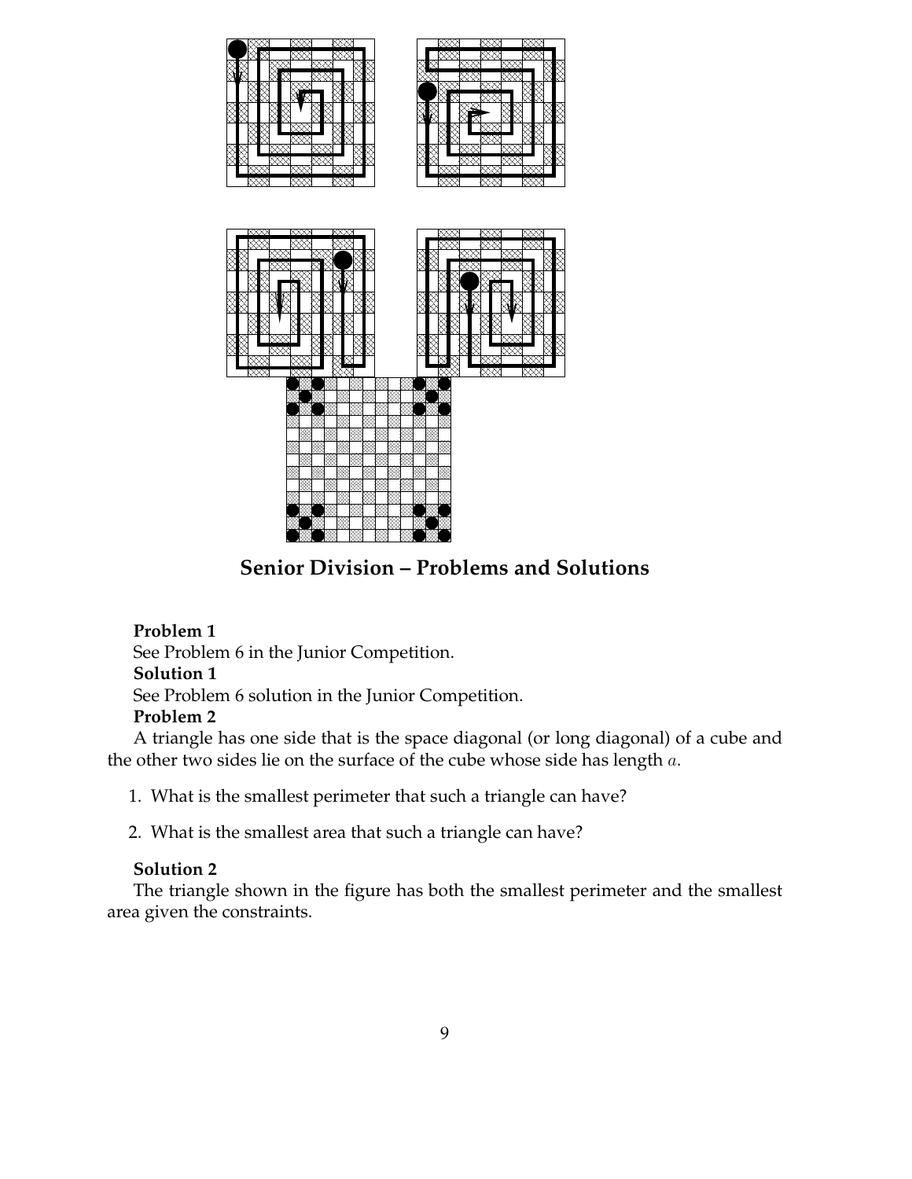## Senior Division – Problems and Solutions

**Problem 1**

See Problem 6 in the Junior Competition.

**Solution 1**

See Problem 6 solution in the Junior Competition.

**Problem 2**

A triangle has one side that is the space diagonal (or long diagonal) of a cube and the other two sides lie on the surface of the cube whose side has length $a$.

1. What is the smallest perimeter that such a triangle can have?
2. What is the smallest area that such a triangle can have?

**Solution 2**

The triangle shown in the figure has both the smallest perimeter and the smallest area given the constraints.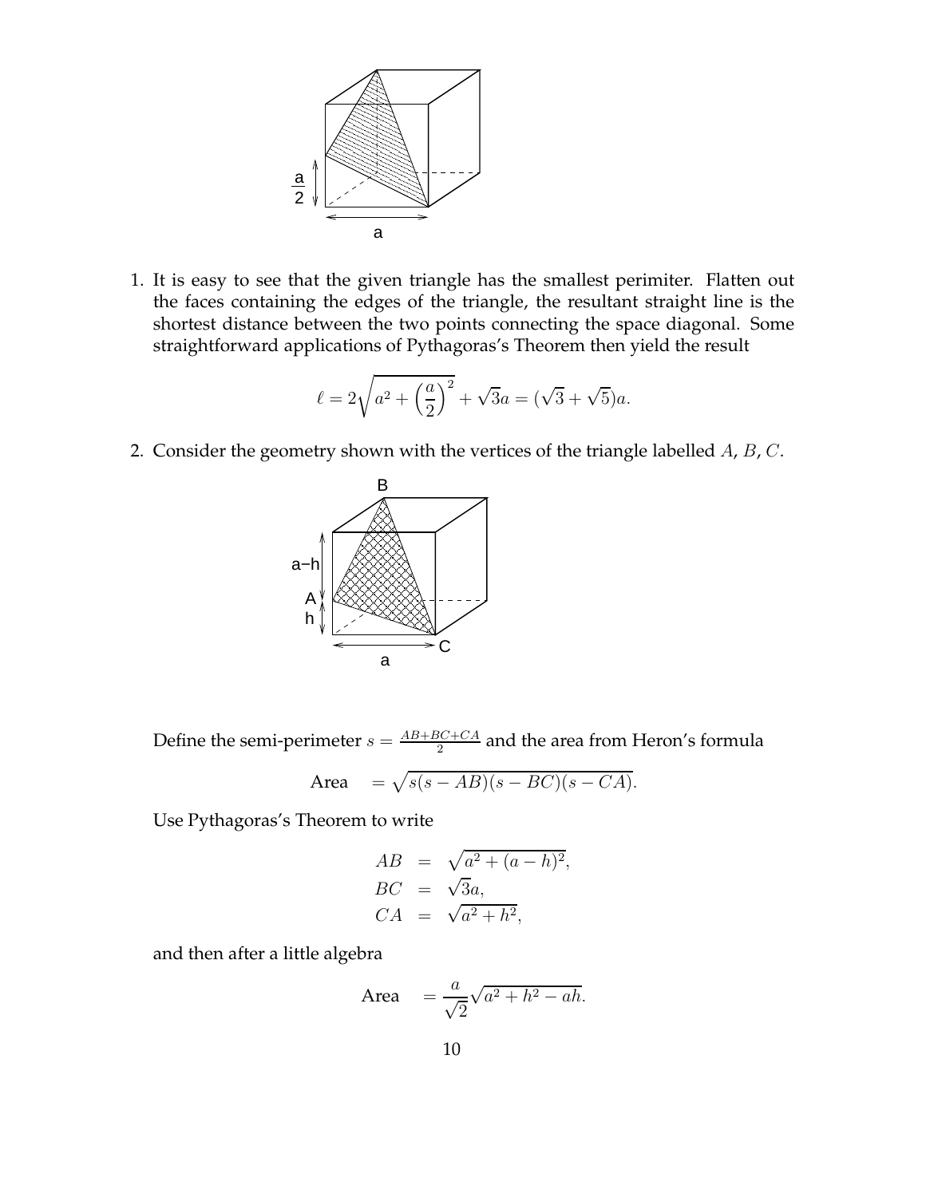1. It is easy to see that the given triangle has the smallest perimiter. Flatten out the faces containing the edges of the triangle, the resultant straight line is the shortest distance between the two points connecting the space diagonal. Some straightforward applications of Pythagoras's Theorem then yield the result

$$\ell = 2\sqrt{a^2 + \left(\frac{a}{2}\right)^2} + \sqrt{3}a = (\sqrt{3} + \sqrt{5})a.$$

2. Consider the geometry shown with the vertices of the triangle labelled $A$, $B$, $C$.

Define the semi-perimeter $s = \frac{AB+BC+CA}{2}$ and the area from Heron's formula

$$\text{Area} \quad = \sqrt{s(s - AB)(s - BC)(s - CA)}.$$

Use Pythagoras's Theorem to write

$$\begin{aligned} AB &= \sqrt{a^2 + (a - h)^2}, \\ BC &= \sqrt{3}a, \\ CA &= \sqrt{a^2 + h^2}, \end{aligned}$$

and then after a little algebra

$$\text{Area} \quad = \frac{a}{\sqrt{2}}\sqrt{a^2 + h^2 - ah}.$$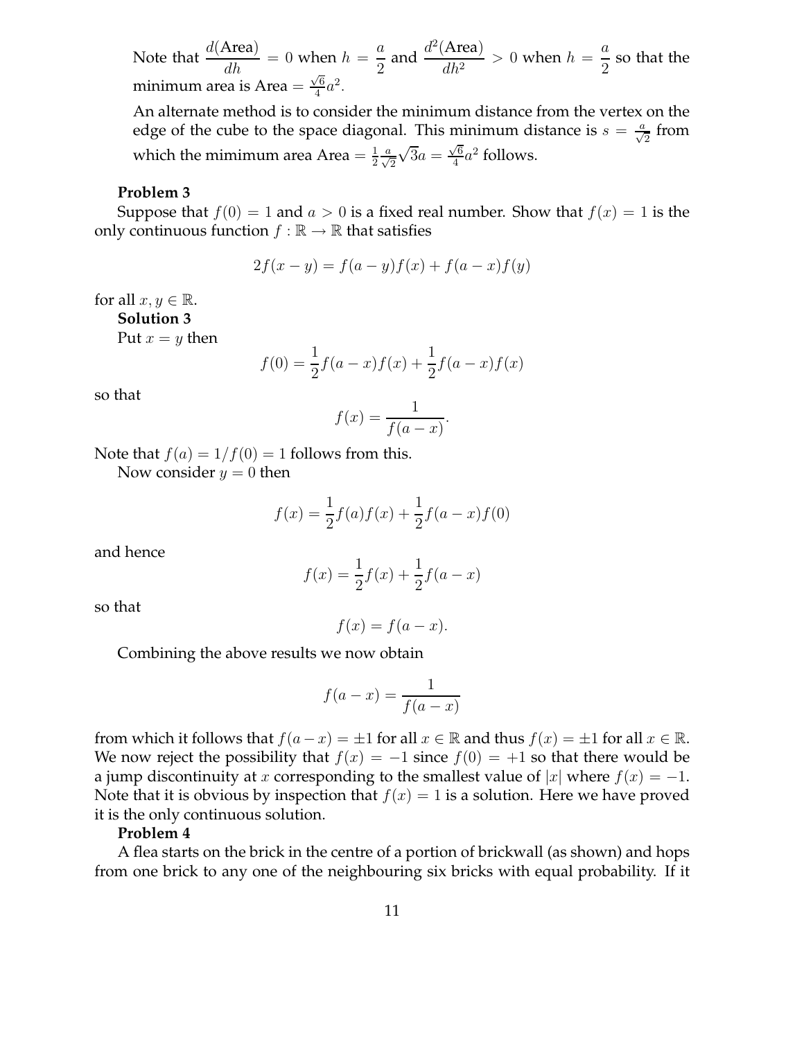Note that $\dfrac{d(\text{Area})}{dh} = 0$ when $h = \dfrac{a}{2}$ and $\dfrac{d^2(\text{Area})}{dh^2} > 0$ when $h = \dfrac{a}{2}$ so that the minimum area is Area $= \frac{\sqrt{6}}{4}a^2$.

An alternate method is to consider the minimum distance from the vertex on the edge of the cube to the space diagonal. This minimum distance is $s = \frac{a}{\sqrt{2}}$ from which the mimimum area Area $= \frac{1}{2}\frac{a}{\sqrt{2}}\sqrt{3}a = \frac{\sqrt{6}}{4}a^2$ follows.

**Problem 3**

Suppose that $f(0) = 1$ and $a > 0$ is a fixed real number. Show that $f(x) = 1$ is the only continuous function $f : \mathbb{R} \to \mathbb{R}$ that satisfies

$$2f(x-y) = f(a-y)f(x) + f(a-x)f(y)$$

for all $x, y \in \mathbb{R}$.

**Solution 3**

Put $x = y$ then

$$f(0) = \frac{1}{2}f(a-x)f(x) + \frac{1}{2}f(a-x)f(x)$$

so that

$$f(x) = \frac{1}{f(a-x)}.$$

Note that $f(a) = 1/f(0) = 1$ follows from this.

Now consider $y = 0$ then

$$f(x) = \frac{1}{2}f(a)f(x) + \frac{1}{2}f(a-x)f(0)$$

and hence

$$f(x) = \frac{1}{2}f(x) + \frac{1}{2}f(a-x)$$

so that

$$f(x) = f(a-x).$$

Combining the above results we now obtain

$$f(a-x) = \frac{1}{f(a-x)}$$

from which it follows that $f(a-x) = \pm 1$ for all $x \in \mathbb{R}$ and thus $f(x) = \pm 1$ for all $x \in \mathbb{R}$. We now reject the possibility that $f(x) = -1$ since $f(0) = +1$ so that there would be a jump discontinuity at $x$ corresponding to the smallest value of $|x|$ where $f(x) = -1$. Note that it is obvious by inspection that $f(x) = 1$ is a solution. Here we have proved it is the only continuous solution.

**Problem 4**

A flea starts on the brick in the centre of a portion of brickwall (as shown) and hops from one brick to any one of the neighbouring six bricks with equal probability. If it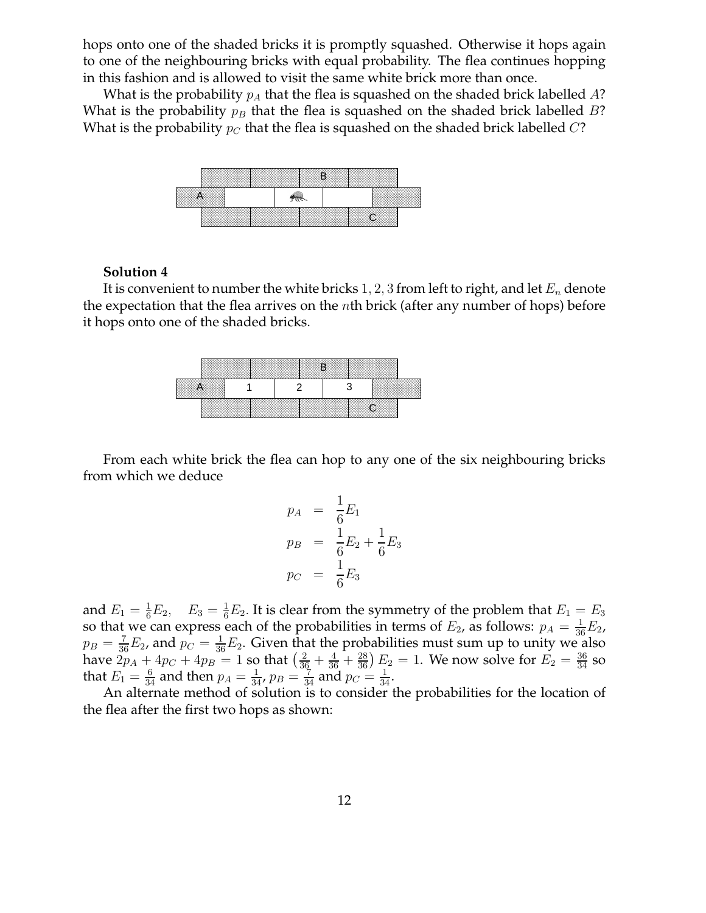hops onto one of the shaded bricks it is promptly squashed. Otherwise it hops again to one of the neighbouring bricks with equal probability. The flea continues hopping in this fashion and is allowed to visit the same white brick more than once.

What is the probability $p_A$ that the flea is squashed on the shaded brick labelled $A$? What is the probability $p_B$ that the flea is squashed on the shaded brick labelled $B$? What is the probability $p_C$ that the flea is squashed on the shaded brick labelled $C$?

**Solution 4**

It is convenient to number the white bricks $1, 2, 3$ from left to right, and let $E_n$ denote the expectation that the flea arrives on the $n$th brick (after any number of hops) before it hops onto one of the shaded bricks.

From each white brick the flea can hop to any one of the six neighbouring bricks from which we deduce

$$
\begin{aligned}
p_A &= \frac{1}{6}E_1 \\
p_B &= \frac{1}{6}E_2 + \frac{1}{6}E_3 \\
p_C &= \frac{1}{6}E_3
\end{aligned}
$$

and $E_1 = \frac{1}{6}E_2, \quad E_3 = \frac{1}{6}E_2$. It is clear from the symmetry of the problem that $E_1 = E_3$ so that we can express each of the probabilities in terms of $E_2$, as follows: $p_A = \frac{1}{36}E_2$, $p_B = \frac{7}{36}E_2$, and $p_C = \frac{1}{36}E_2$. Given that the probabilities must sum up to unity we also have $2p_A + 4p_C + 4p_B = 1$ so that $\left(\frac{2}{36} + \frac{4}{36} + \frac{28}{36}\right)E_2 = 1$. We now solve for $E_2 = \frac{36}{34}$ so that $E_1 = \frac{6}{34}$ and then $p_A = \frac{1}{34}$, $p_B = \frac{7}{34}$ and $p_C = \frac{1}{34}$.

An alternate method of solution is to consider the probabilities for the location of the flea after the first two hops as shown: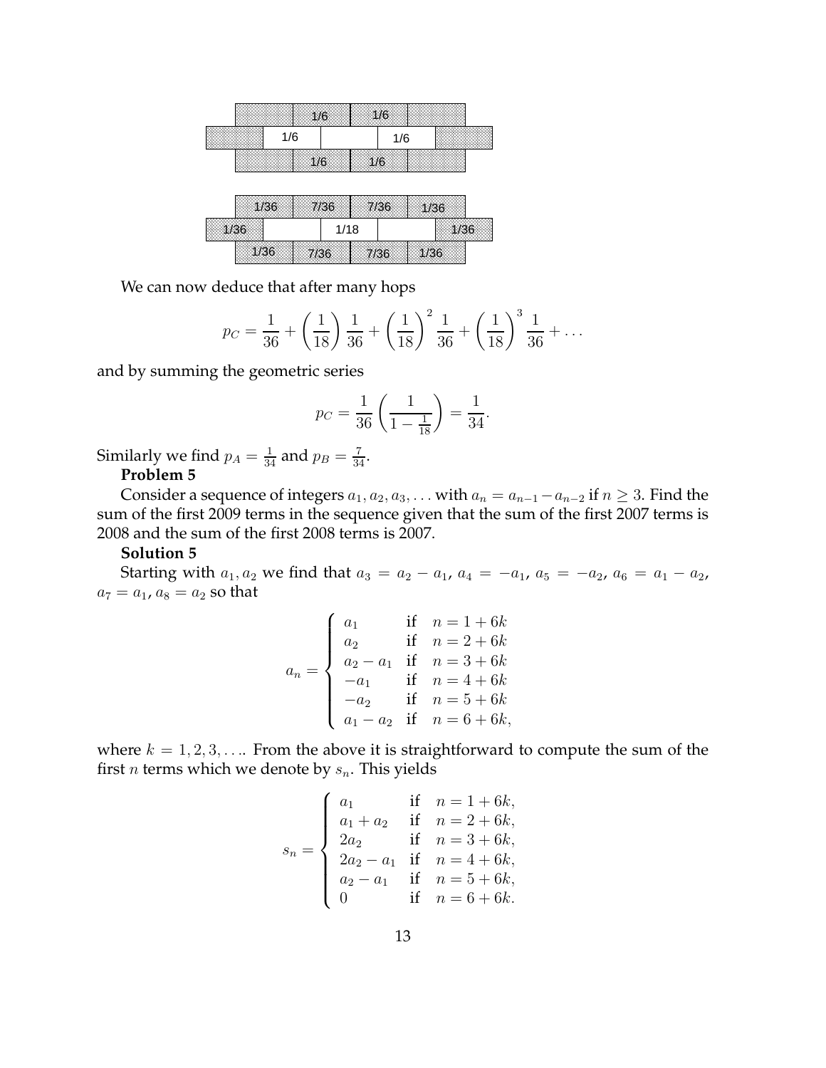We can now deduce that after many hops

$$p_C = \frac{1}{36} + \left(\frac{1}{18}\right)\frac{1}{36} + \left(\frac{1}{18}\right)^2 \frac{1}{36} + \left(\frac{1}{18}\right)^3 \frac{1}{36} + \dots$$

and by summing the geometric series

$$p_C = \frac{1}{36}\left(\frac{1}{1-\frac{1}{18}}\right) = \frac{1}{34}.$$

Similarly we find $p_A = \frac{1}{34}$ and $p_B = \frac{7}{34}$.

**Problem 5**

Consider a sequence of integers $a_1, a_2, a_3, \dots$ with $a_n = a_{n-1} - a_{n-2}$ if $n \geq 3$. Find the sum of the first 2009 terms in the sequence given that the sum of the first 2007 terms is 2008 and the sum of the first 2008 terms is 2007.

**Solution 5**

Starting with $a_1, a_2$ we find that $a_3 = a_2 - a_1$, $a_4 = -a_1$, $a_5 = -a_2$, $a_6 = a_1 - a_2$, $a_7 = a_1$, $a_8 = a_2$ so that

$$a_n = \begin{cases} a_1 & \text{if} \quad n = 1 + 6k \\ a_2 & \text{if} \quad n = 2 + 6k \\ a_2 - a_1 & \text{if} \quad n = 3 + 6k \\ -a_1 & \text{if} \quad n = 4 + 6k \\ -a_2 & \text{if} \quad n = 5 + 6k \\ a_1 - a_2 & \text{if} \quad n = 6 + 6k, \end{cases}$$

where $k = 1, 2, 3, \dots$. From the above it is straightforward to compute the sum of the first $n$ terms which we denote by $s_n$. This yields

$$s_n = \begin{cases} a_1 & \text{if} \quad n = 1 + 6k, \\ a_1 + a_2 & \text{if} \quad n = 2 + 6k, \\ 2a_2 & \text{if} \quad n = 3 + 6k, \\ 2a_2 - a_1 & \text{if} \quad n = 4 + 6k, \\ a_2 - a_1 & \text{if} \quad n = 5 + 6k, \\ 0 & \text{if} \quad n = 6 + 6k. \end{cases}$$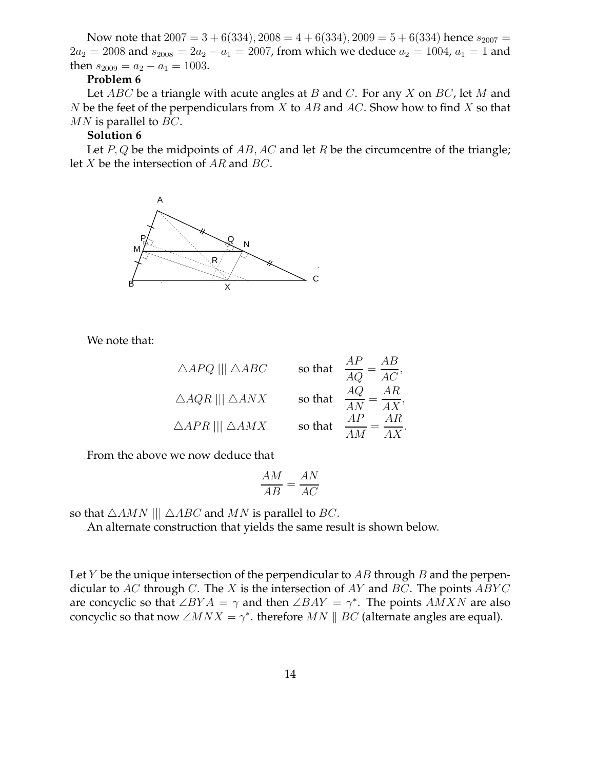Now note that $2007 = 3 + 6(334), 2008 = 4 + 6(334), 2009 = 5 + 6(334)$ hence $s_{2007} = 2a_2 = 2008$ and $s_{2008} = 2a_2 - a_1 = 2007$, from which we deduce $a_2 = 1004$, $a_1 = 1$ and then $s_{2009} = a_2 - a_1 = 1003$.

**Problem 6**

Let $ABC$ be a triangle with acute angles at $B$ and $C$. For any $X$ on $BC$, let $M$ and $N$ be the feet of the perpendiculars from $X$ to $AB$ and $AC$. Show how to find $X$ so that $MN$ is parallel to $BC$.

**Solution 6**

Let $P, Q$ be the midpoints of $AB, AC$ and let $R$ be the circumcentre of the triangle; let $X$ be the intersection of $AR$ and $BC$.

We note that:

$$\triangle APQ \ ||| \ \triangle ABC \qquad \text{so that} \quad \frac{AP}{AQ} = \frac{AB}{AC},$$

$$\triangle AQR \ ||| \ \triangle ANX \qquad \text{so that} \quad \frac{AQ}{AN} = \frac{AR}{AX},$$

$$\triangle APR \ ||| \ \triangle AMX \qquad \text{so that} \quad \frac{AP}{AM} = \frac{AR}{AX}.$$

From the above we now deduce that

$$\frac{AM}{AB} = \frac{AN}{AC}$$

so that $\triangle AMN \ ||| \ \triangle ABC$ and $MN$ is parallel to $BC$.

An alternate construction that yields the same result is shown below.

Let $Y$ be the unique intersection of the perpendicular to $AB$ through $B$ and the perpendicular to $AC$ through $C$. The $X$ is the intersection of $AY$ and $BC$. The points $ABYC$ are concyclic so that $\angle BYA = \gamma$ and then $\angle BAY = \gamma^*$. The points $AMXN$ are also concyclic so that now $\angle MNX = \gamma^*$. therefore $MN \parallel BC$ (alternate angles are equal).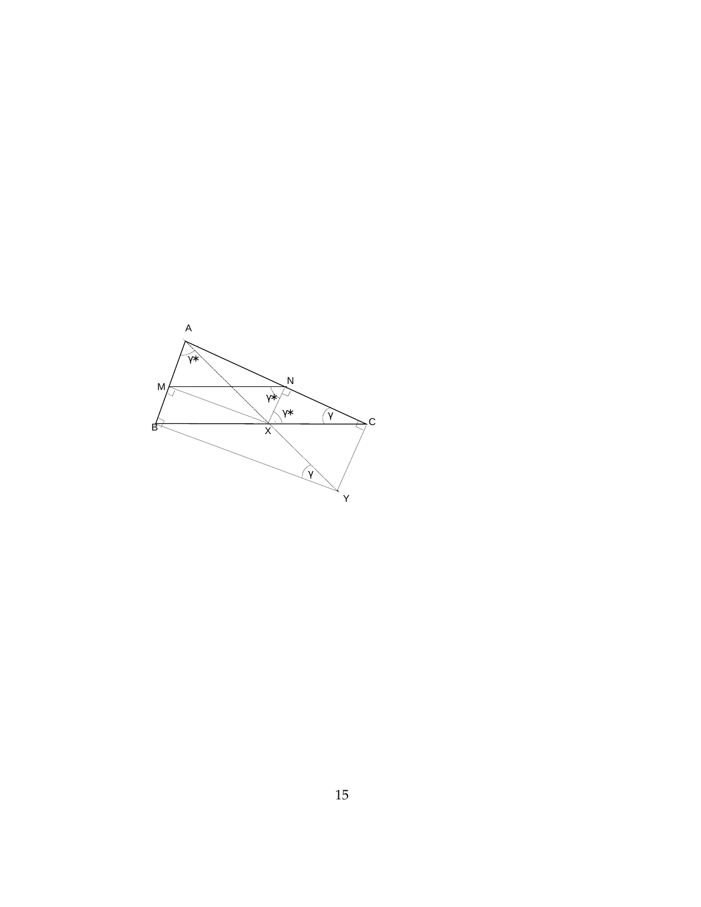A

γ*

M

N

γ*

γ*

γ

C

B

X

γ

Y